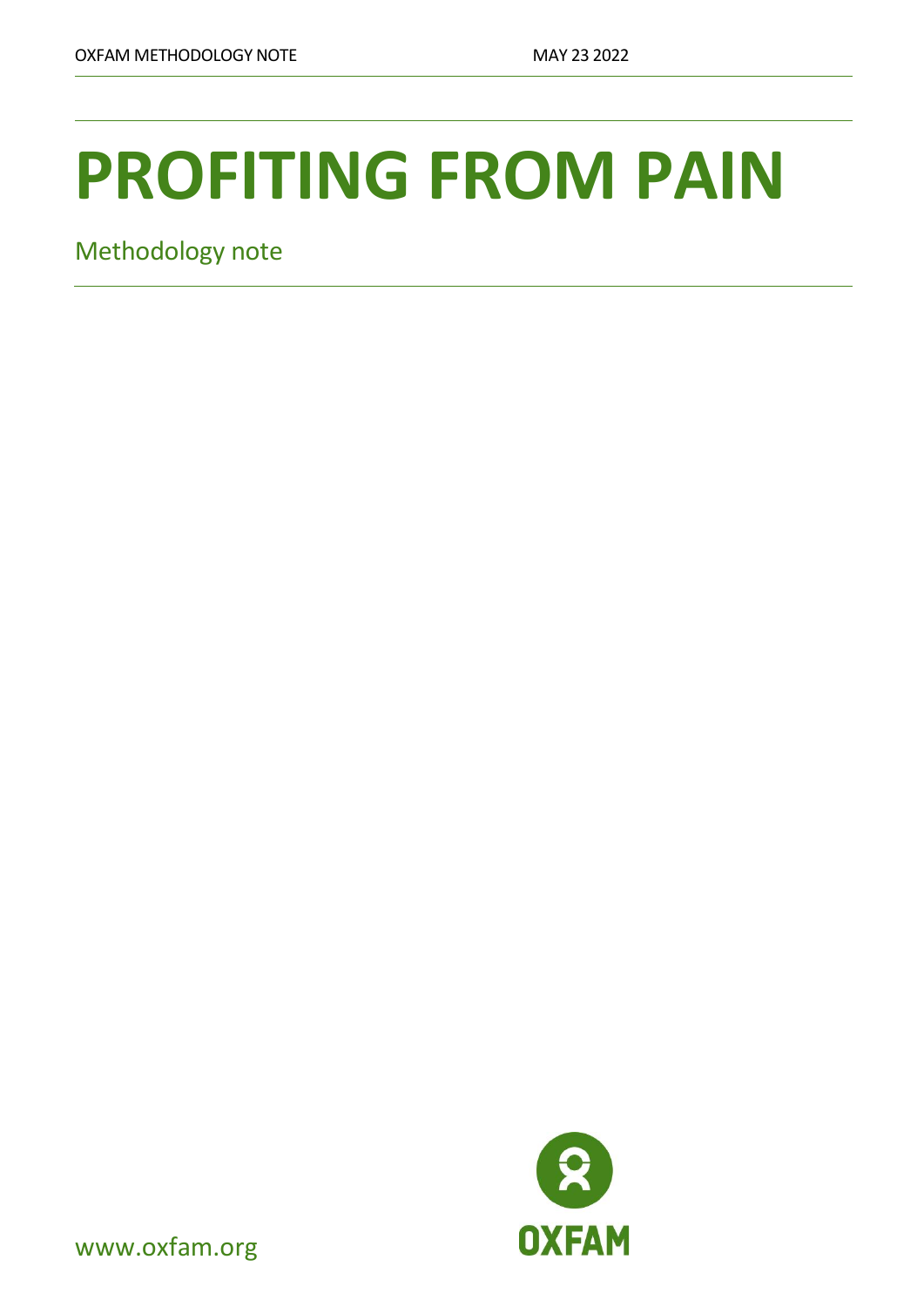OXFAM METHODOLOGY NOTE MAY 23 2022

# PROFITING FROM PAIN

Methodology note

www.oxfam.org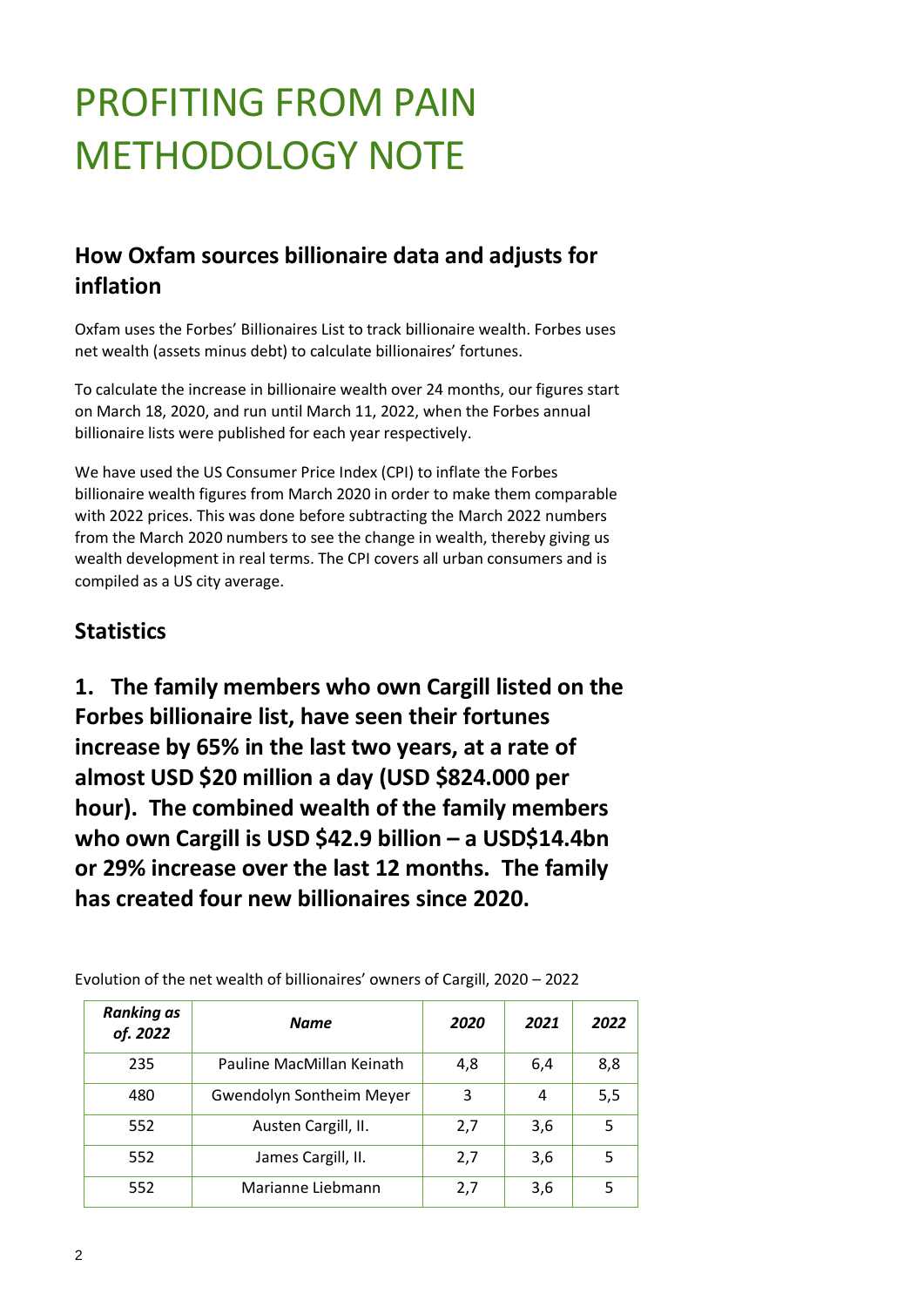# PROFITING FROM PAIN METHODOLOGY NOTE

## How Oxfam sources billionaire data and adjusts for inflation

Oxfam uses the Forbes' Billionaires List to track billionaire wealth. Forbes uses net wealth (assets minus debt) to calculate billionaires' fortunes.

To calculate the increase in billionaire wealth over 24 months, our figures start on March 18, 2020, and run until March 11, 2022, when the Forbes annual billionaire lists were published for each year respectively.

We have used the US Consumer Price Index (CPI) to inflate the Forbes billionaire wealth figures from March 2020 in order to make them comparable with 2022 prices. This was done before subtracting the March 2022 numbers from the March 2020 numbers to see the change in wealth, thereby giving us wealth development in real terms. The CPI covers all urban consumers and is compiled as a US city average.

## Statistics

### 1. The family members who own Cargill listed on the Forbes billionaire list, have seen their fortunes increase by 65% in the last two years, at a rate of almost USD $20 million a day (USD $824.000 per hour). The combined wealth of the family members who own Cargill is USD $42.9 billion – a USD$14.4bn or 29% increase over the last 12 months. The family has created four new billionaires since 2020.

Evolution of the net wealth of billionaires' owners of Cargill, 2020 – 2022

| *Ranking as of. 2022* | *Name* | *2020* | *2021* | *2022* |
|---|---|---|---|---|
| 235 | Pauline MacMillan Keinath | 4,8 | 6,4 | 8,8 |
| 480 | Gwendolyn Sontheim Meyer | 3 | 4 | 5,5 |
| 552 | Austen Cargill, II. | 2,7 | 3,6 | 5 |
| 552 | James Cargill, II. | 2,7 | 3,6 | 5 |
| 552 | Marianne Liebmann | 2,7 | 3,6 | 5 |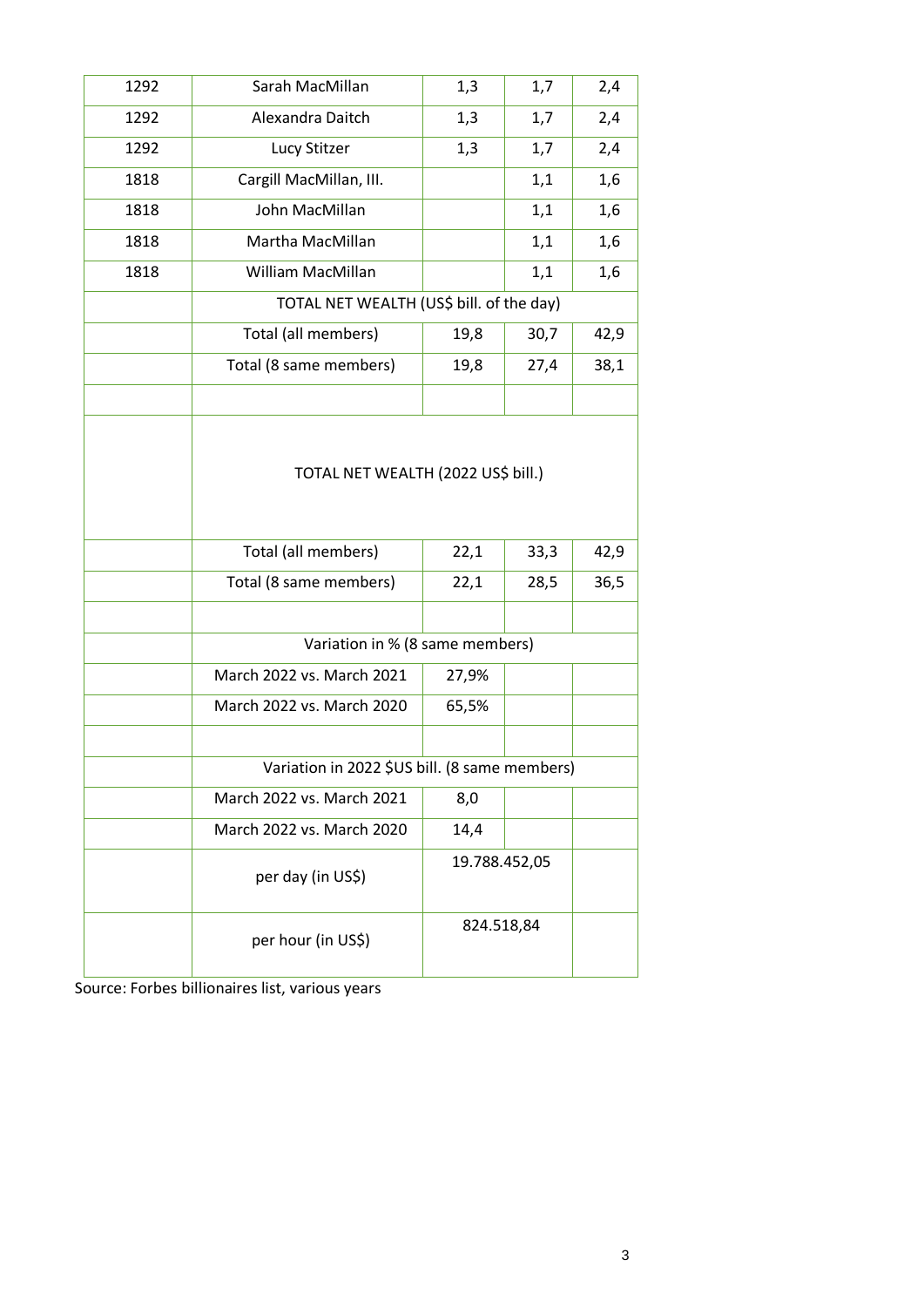| 1292 | Sarah MacMillan | 1,3 | 1,7 | 2,4 |
|---|---|---|---|---|
| 1292 | Alexandra Daitch | 1,3 | 1,7 | 2,4 |
| 1292 | Lucy Stitzer | 1,3 | 1,7 | 2,4 |
| 1818 | Cargill MacMillan, III. | | 1,1 | 1,6 |
| 1818 | John MacMillan | | 1,1 | 1,6 |
| 1818 | Martha MacMillan | | 1,1 | 1,6 |
| 1818 | William MacMillan | | 1,1 | 1,6 |
| | TOTAL NET WEALTH (US$ bill. of the day) | | | |
| | Total (all members) | 19,8 | 30,7 | 42,9 |
| | Total (8 same members) | 19,8 | 27,4 | 38,1 |
| | | | | |
| | TOTAL NET WEALTH (2022 US$ bill.) | | | |
| | Total (all members) | 22,1 | 33,3 | 42,9 |
| | Total (8 same members) | 22,1 | 28,5 | 36,5 |
| | | | | |
| | Variation in % (8 same members) | | | |
| | March 2022 vs. March 2021 | 27,9% | | |
| | March 2022 vs. March 2020 | 65,5% | | |
| | | | | |
| | Variation in 2022 $US bill. (8 same members) | | | |
| | March 2022 vs. March 2021 | 8,0 | | |
| | March 2022 vs. March 2020 | 14,4 | | |
| | per day (in US$) | 19.788.452,05 | | |
| | per hour (in US$) | 824.518,84 | | |

Source: Forbes billionaires list, various years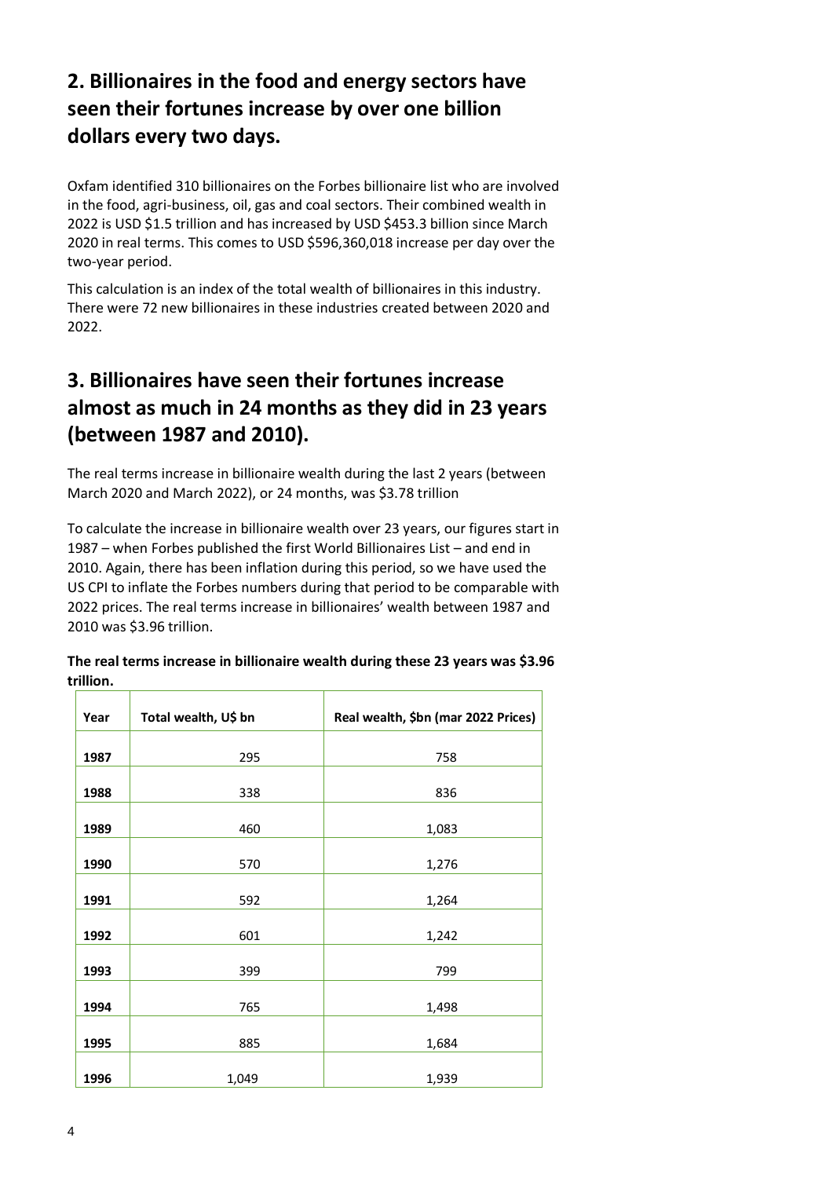## 2. Billionaires in the food and energy sectors have seen their fortunes increase by over one billion dollars every two days.

Oxfam identified 310 billionaires on the Forbes billionaire list who are involved in the food, agri-business, oil, gas and coal sectors. Their combined wealth in 2022 is USD $1.5 trillion and has increased by USD $453.3 billion since March 2020 in real terms. This comes to USD $596,360,018 increase per day over the two-year period.

This calculation is an index of the total wealth of billionaires in this industry. There were 72 new billionaires in these industries created between 2020 and 2022.

## 3. Billionaires have seen their fortunes increase almost as much in 24 months as they did in 23 years (between 1987 and 2010).

The real terms increase in billionaire wealth during the last 2 years (between March 2020 and March 2022), or 24 months, was $3.78 trillion

To calculate the increase in billionaire wealth over 23 years, our figures start in 1987 – when Forbes published the first World Billionaires List – and end in 2010. Again, there has been inflation during this period, so we have used the US CPI to inflate the Forbes numbers during that period to be comparable with 2022 prices. The real terms increase in billionaires' wealth between 1987 and 2010 was $3.96 trillion.

**The real terms increase in billionaire wealth during these 23 years was $3.96 trillion.**

| Year | Total wealth, U$ bn | Real wealth, $bn (mar 2022 Prices) |
|---|---|---|
| 1987 | 295 | 758 |
| 1988 | 338 | 836 |
| 1989 | 460 | 1,083 |
| 1990 | 570 | 1,276 |
| 1991 | 592 | 1,264 |
| 1992 | 601 | 1,242 |
| 1993 | 399 | 799 |
| 1994 | 765 | 1,498 |
| 1995 | 885 | 1,684 |
| 1996 | 1,049 | 1,939 |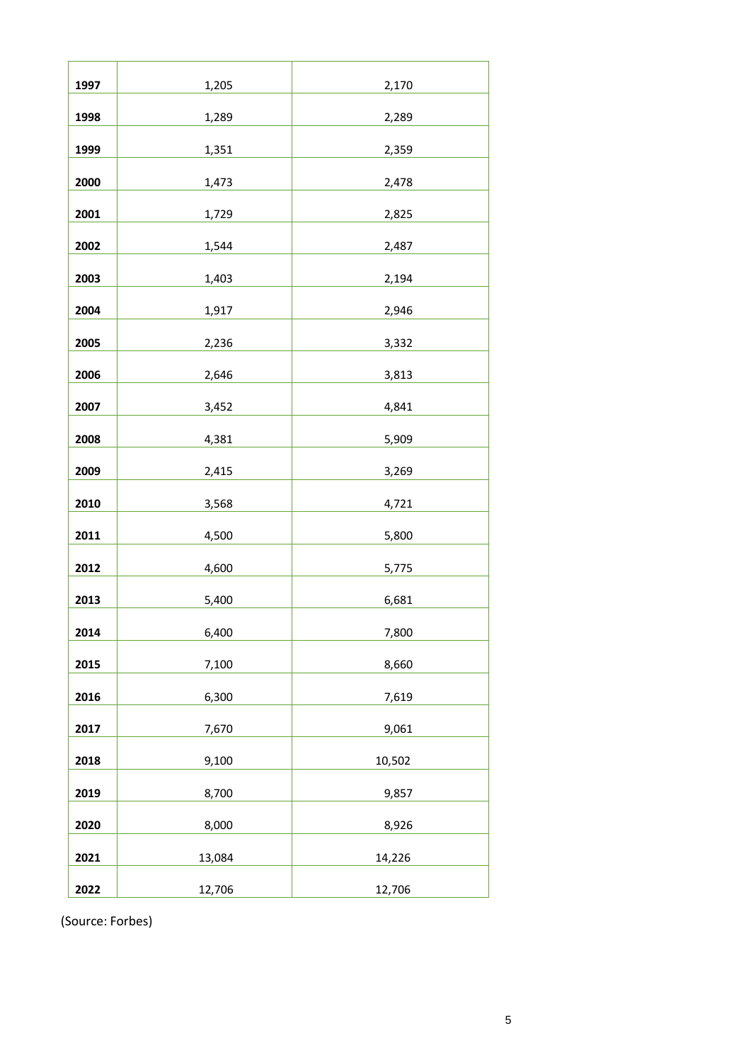| | | |
|---|---|---|
| **1997** | 1,205 | 2,170 |
| **1998** | 1,289 | 2,289 |
| **1999** | 1,351 | 2,359 |
| **2000** | 1,473 | 2,478 |
| **2001** | 1,729 | 2,825 |
| **2002** | 1,544 | 2,487 |
| **2003** | 1,403 | 2,194 |
| **2004** | 1,917 | 2,946 |
| **2005** | 2,236 | 3,332 |
| **2006** | 2,646 | 3,813 |
| **2007** | 3,452 | 4,841 |
| **2008** | 4,381 | 5,909 |
| **2009** | 2,415 | 3,269 |
| **2010** | 3,568 | 4,721 |
| **2011** | 4,500 | 5,800 |
| **2012** | 4,600 | 5,775 |
| **2013** | 5,400 | 6,681 |
| **2014** | 6,400 | 7,800 |
| **2015** | 7,100 | 8,660 |
| **2016** | 6,300 | 7,619 |
| **2017** | 7,670 | 9,061 |
| **2018** | 9,100 | 10,502 |
| **2019** | 8,700 | 9,857 |
| **2020** | 8,000 | 8,926 |
| **2021** | 13,084 | 14,226 |
| **2022** | 12,706 | 12,706 |

(Source: Forbes)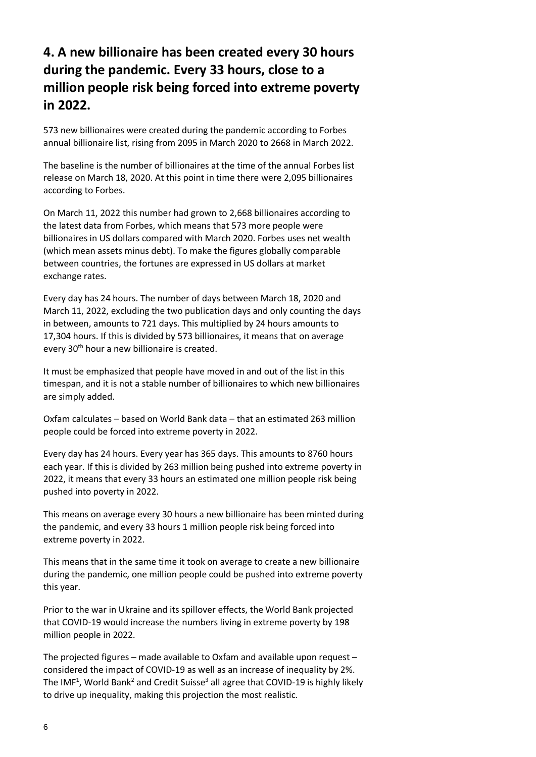## 4. A new billionaire has been created every 30 hours during the pandemic. Every 33 hours, close to a million people risk being forced into extreme poverty in 2022.

573 new billionaires were created during the pandemic according to Forbes annual billionaire list, rising from 2095 in March 2020 to 2668 in March 2022.

The baseline is the number of billionaires at the time of the annual Forbes list release on March 18, 2020. At this point in time there were 2,095 billionaires according to Forbes.

On March 11, 2022 this number had grown to 2,668 billionaires according to the latest data from Forbes, which means that 573 more people were billionaires in US dollars compared with March 2020. Forbes uses net wealth (which mean assets minus debt). To make the figures globally comparable between countries, the fortunes are expressed in US dollars at market exchange rates.

Every day has 24 hours. The number of days between March 18, 2020 and March 11, 2022, excluding the two publication days and only counting the days in between, amounts to 721 days. This multiplied by 24 hours amounts to 17,304 hours. If this is divided by 573 billionaires, it means that on average every 30th hour a new billionaire is created.

It must be emphasized that people have moved in and out of the list in this timespan, and it is not a stable number of billionaires to which new billionaires are simply added.

Oxfam calculates – based on World Bank data – that an estimated 263 million people could be forced into extreme poverty in 2022.

Every day has 24 hours. Every year has 365 days. This amounts to 8760 hours each year. If this is divided by 263 million being pushed into extreme poverty in 2022, it means that every 33 hours an estimated one million people risk being pushed into poverty in 2022.

This means on average every 30 hours a new billionaire has been minted during the pandemic, and every 33 hours 1 million people risk being forced into extreme poverty in 2022.

This means that in the same time it took on average to create a new billionaire during the pandemic, one million people could be pushed into extreme poverty this year.

Prior to the war in Ukraine and its spillover effects, the World Bank projected that COVID-19 would increase the numbers living in extreme poverty by 198 million people in 2022.

The projected figures – made available to Oxfam and available upon request – considered the impact of COVID-19 as well as an increase of inequality by 2%. The IMF[1], World Bank[2] and Credit Suisse[3] all agree that COVID-19 is highly likely to drive up inequality, making this projection the most realistic.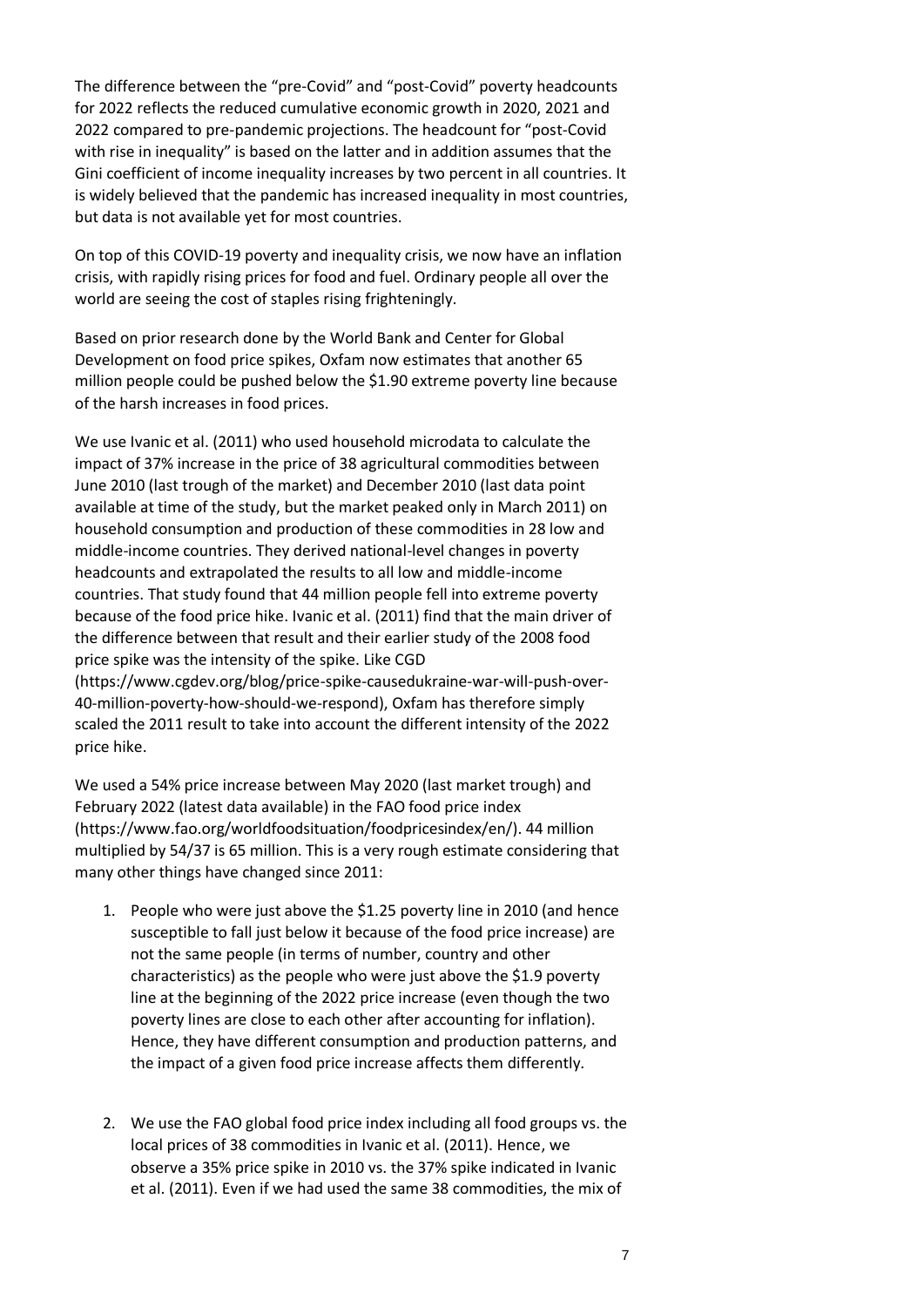The difference between the "pre-Covid" and "post-Covid" poverty headcounts for 2022 reflects the reduced cumulative economic growth in 2020, 2021 and 2022 compared to pre-pandemic projections. The headcount for "post-Covid with rise in inequality" is based on the latter and in addition assumes that the Gini coefficient of income inequality increases by two percent in all countries. It is widely believed that the pandemic has increased inequality in most countries, but data is not available yet for most countries.

On top of this COVID-19 poverty and inequality crisis, we now have an inflation crisis, with rapidly rising prices for food and fuel. Ordinary people all over the world are seeing the cost of staples rising frighteningly.

Based on prior research done by the World Bank and Center for Global Development on food price spikes, Oxfam now estimates that another 65 million people could be pushed below the $1.90 extreme poverty line because of the harsh increases in food prices.

We use Ivanic et al. (2011) who used household microdata to calculate the impact of 37% increase in the price of 38 agricultural commodities between June 2010 (last trough of the market) and December 2010 (last data point available at time of the study, but the market peaked only in March 2011) on household consumption and production of these commodities in 28 low and middle-income countries. They derived national-level changes in poverty headcounts and extrapolated the results to all low and middle-income countries. That study found that 44 million people fell into extreme poverty because of the food price hike. Ivanic et al. (2011) find that the main driver of the difference between that result and their earlier study of the 2008 food price spike was the intensity of the spike. Like CGD (https://www.cgdev.org/blog/price-spike-causedukraine-war-will-push-over-40-million-poverty-how-should-we-respond), Oxfam has therefore simply scaled the 2011 result to take into account the different intensity of the 2022 price hike.

We used a 54% price increase between May 2020 (last market trough) and February 2022 (latest data available) in the FAO food price index (https://www.fao.org/worldfoodsituation/foodpricesindex/en/). 44 million multiplied by 54/37 is 65 million. This is a very rough estimate considering that many other things have changed since 2011:

1. People who were just above the $1.25 poverty line in 2010 (and hence susceptible to fall just below it because of the food price increase) are not the same people (in terms of number, country and other characteristics) as the people who were just above the $1.9 poverty line at the beginning of the 2022 price increase (even though the two poverty lines are close to each other after accounting for inflation). Hence, they have different consumption and production patterns, and the impact of a given food price increase affects them differently.

2. We use the FAO global food price index including all food groups vs. the local prices of 38 commodities in Ivanic et al. (2011). Hence, we observe a 35% price spike in 2010 vs. the 37% spike indicated in Ivanic et al. (2011). Even if we had used the same 38 commodities, the mix of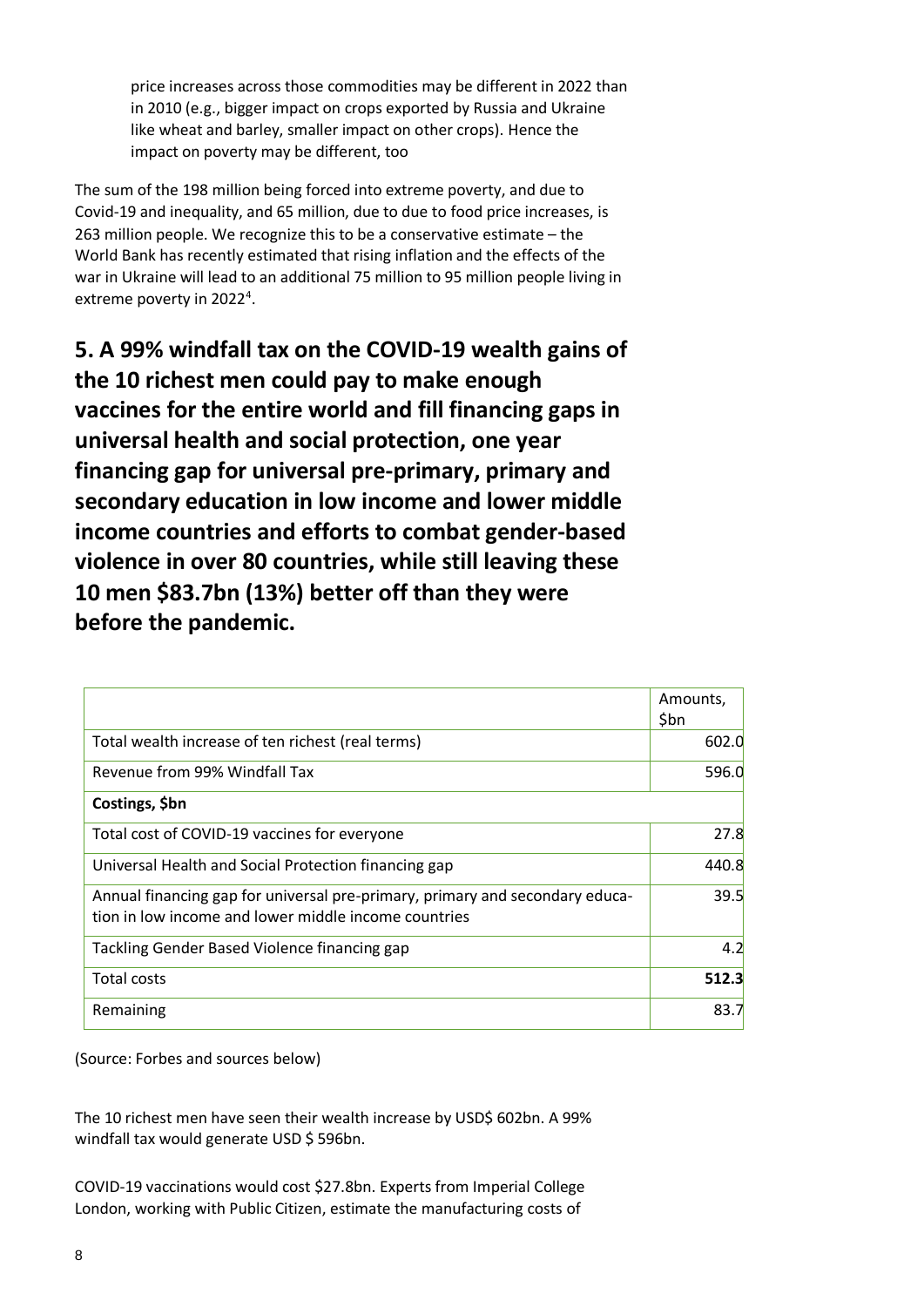price increases across those commodities may be different in 2022 than in 2010 (e.g., bigger impact on crops exported by Russia and Ukraine like wheat and barley, smaller impact on other crops). Hence the impact on poverty may be different, too

The sum of the 198 million being forced into extreme poverty, and due to Covid-19 and inequality, and 65 million, due to due to food price increases, is 263 million people. We recognize this to be a conservative estimate – the World Bank has recently estimated that rising inflation and the effects of the war in Ukraine will lead to an additional 75 million to 95 million people living in extreme poverty in 2022[4].

## 5. A 99% windfall tax on the COVID-19 wealth gains of the 10 richest men could pay to make enough vaccines for the entire world and fill financing gaps in universal health and social protection, one year financing gap for universal pre-primary, primary and secondary education in low income and lower middle income countries and efforts to combat gender-based violence in over 80 countries, while still leaving these 10 men $83.7bn (13%) better off than they were before the pandemic.

| | Amounts, $bn |
|---|---|
| Total wealth increase of ten richest (real terms) | 602.0 |
| Revenue from 99% Windfall Tax | 596.0 |
| **Costings, $bn** | |
| Total cost of COVID-19 vaccines for everyone | 27.8 |
| Universal Health and Social Protection financing gap | 440.8 |
| Annual financing gap for universal pre-primary, primary and secondary education in low income and lower middle income countries | 39.5 |
| Tackling Gender Based Violence financing gap | 4.2 |
| Total costs | **512.3** |
| Remaining | 83.7 |

(Source: Forbes and sources below)

The 10 richest men have seen their wealth increase by USD$ 602bn. A 99% windfall tax would generate USD $ 596bn.

COVID-19 vaccinations would cost $27.8bn. Experts from Imperial College London, working with Public Citizen, estimate the manufacturing costs of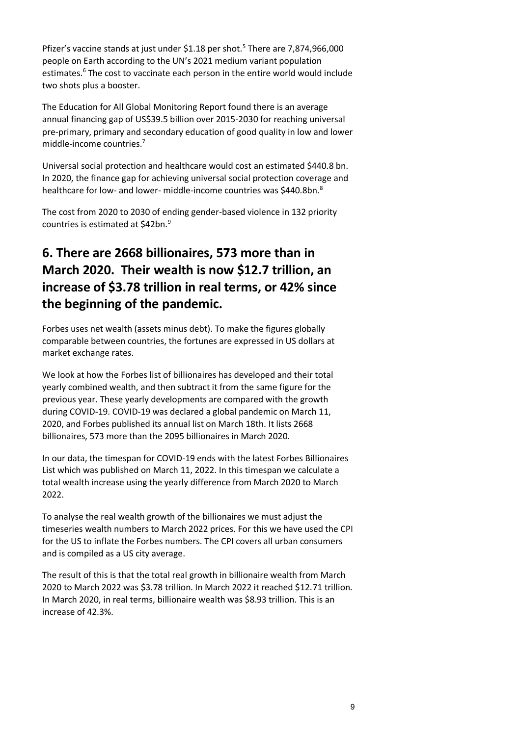Pfizer's vaccine stands at just under $1.18 per shot.[5] There are 7,874,966,000 people on Earth according to the UN's 2021 medium variant population estimates.[6] The cost to vaccinate each person in the entire world would include two shots plus a booster.

The Education for All Global Monitoring Report found there is an average annual financing gap of US$39.5 billion over 2015-2030 for reaching universal pre-primary, primary and secondary education of good quality in low and lower middle-income countries.[7]

Universal social protection and healthcare would cost an estimated $440.8 bn. In 2020, the finance gap for achieving universal social protection coverage and healthcare for low- and lower- middle-income countries was $440.8bn.[8]

The cost from 2020 to 2030 of ending gender-based violence in 132 priority countries is estimated at $42bn.[9]

## 6. There are 2668 billionaires, 573 more than in March 2020. Their wealth is now $12.7 trillion, an increase of $3.78 trillion in real terms, or 42% since the beginning of the pandemic.

Forbes uses net wealth (assets minus debt). To make the figures globally comparable between countries, the fortunes are expressed in US dollars at market exchange rates.

We look at how the Forbes list of billionaires has developed and their total yearly combined wealth, and then subtract it from the same figure for the previous year. These yearly developments are compared with the growth during COVID-19. COVID-19 was declared a global pandemic on March 11, 2020, and Forbes published its annual list on March 18th. It lists 2668 billionaires, 573 more than the 2095 billionaires in March 2020.

In our data, the timespan for COVID-19 ends with the latest Forbes Billionaires List which was published on March 11, 2022. In this timespan we calculate a total wealth increase using the yearly difference from March 2020 to March 2022.

To analyse the real wealth growth of the billionaires we must adjust the timeseries wealth numbers to March 2022 prices. For this we have used the CPI for the US to inflate the Forbes numbers. The CPI covers all urban consumers and is compiled as a US city average.

The result of this is that the total real growth in billionaire wealth from March 2020 to March 2022 was $3.78 trillion. In March 2022 it reached $12.71 trillion. In March 2020, in real terms, billionaire wealth was $8.93 trillion. This is an increase of 42.3%.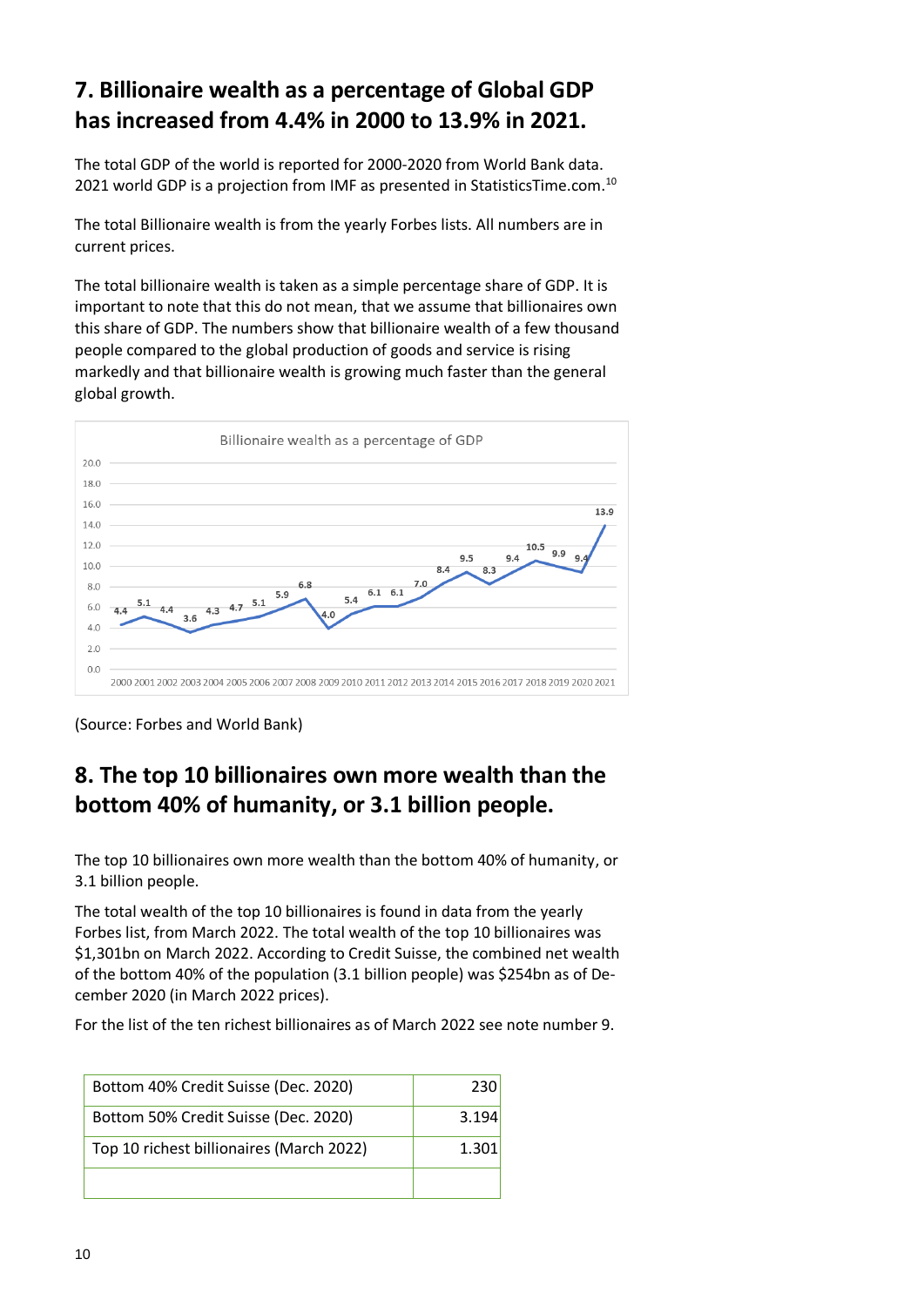## 7. Billionaire wealth as a percentage of Global GDP has increased from 4.4% in 2000 to 13.9% in 2021.

The total GDP of the world is reported for 2000-2020 from World Bank data. 2021 world GDP is a projection from IMF as presented in StatisticsTime.com.[10]

The total Billionaire wealth is from the yearly Forbes lists. All numbers are in current prices.

The total billionaire wealth is taken as a simple percentage share of GDP. It is important to note that this do not mean, that we assume that billionaires own this share of GDP. The numbers show that billionaire wealth of a few thousand people compared to the global production of goods and service is rising markedly and that billionaire wealth is growing much faster than the general global growth.

Billionaire wealth as a percentage of GDP

| Year | 2000 | 2001 | 2002 | 2003 | 2004 | 2005 | 2006 | 2007 | 2008 | 2009 | 2010 | 2011 | 2012 | 2013 | 2014 | 2015 | 2016 | 2017 | 2018 | 2019 | 2020 | 2021 |
|---|---|---|---|---|---|---|---|---|---|---|---|---|---|---|---|---|---|---|---|---|---|---|
| % | 4.4 | 5.1 | 4.4 | 3.6 | 4.3 | 4.7 | 5.1 | 5.9 | 6.8 | 4.0 | 5.4 | 6.1 | 6.1 | 7.0 | 8.4 | 9.5 | 8.3 | 9.4 | 10.5 | 9.9 | 9.4 | 13.9 |

(Source: Forbes and World Bank)

## 8. The top 10 billionaires own more wealth than the bottom 40% of humanity, or 3.1 billion people.

The top 10 billionaires own more wealth than the bottom 40% of humanity, or 3.1 billion people.

The total wealth of the top 10 billionaires is found in data from the yearly Forbes list, from March 2022. The total wealth of the top 10 billionaires was $1,301bn on March 2022. According to Credit Suisse, the combined net wealth of the bottom 40% of the population (3.1 billion people) was $254bn as of December 2020 (in March 2022 prices).

For the list of the ten richest billionaires as of March 2022 see note number 9.

| | |
|---|---|
| Bottom 40% Credit Suisse (Dec. 2020) | 230 |
| Bottom 50% Credit Suisse (Dec. 2020) | 3.194 |
| Top 10 richest billionaires (March 2022) | 1.301 |
| | |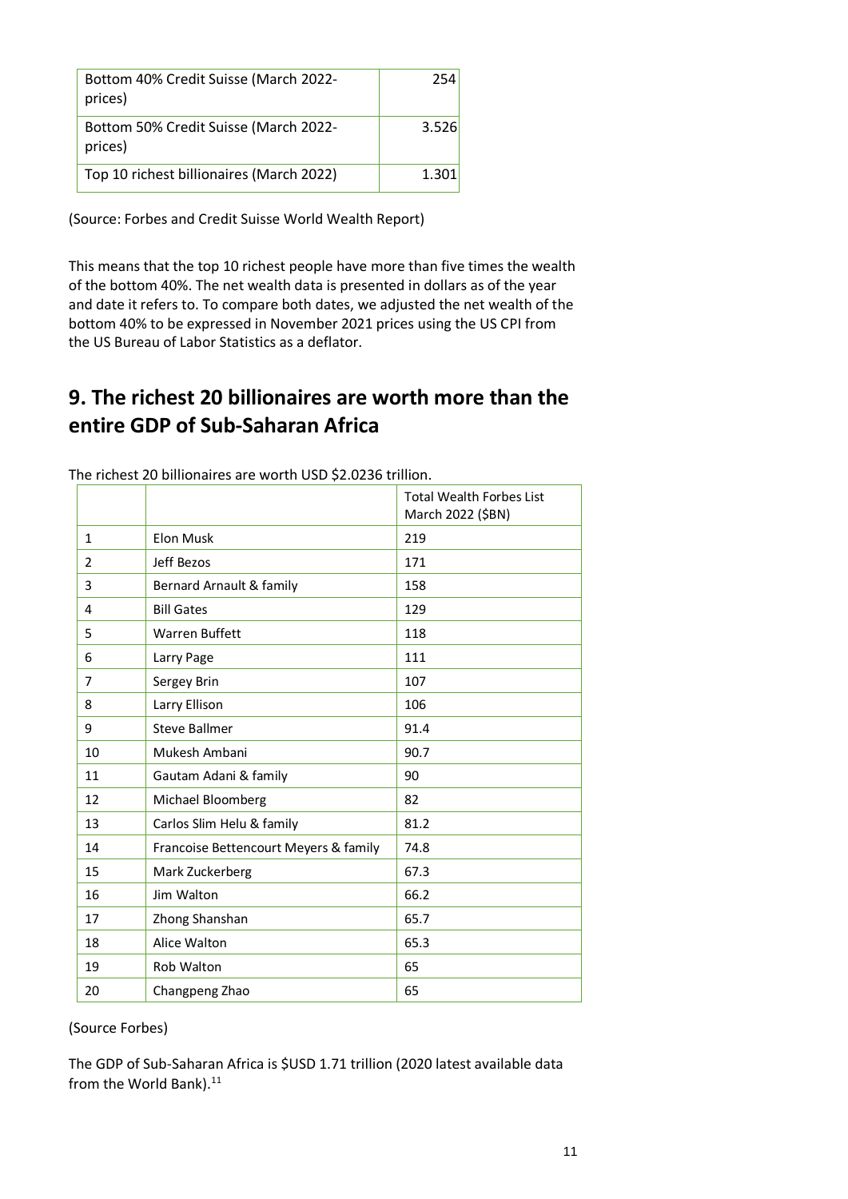| | |
|---|---|
| Bottom 40% Credit Suisse (March 2022-prices) | 254 |
| Bottom 50% Credit Suisse (March 2022-prices) | 3.526 |
| Top 10 richest billionaires (March 2022) | 1.301 |

(Source: Forbes and Credit Suisse World Wealth Report)

This means that the top 10 richest people have more than five times the wealth of the bottom 40%. The net wealth data is presented in dollars as of the year and date it refers to. To compare both dates, we adjusted the net wealth of the bottom 40% to be expressed in November 2021 prices using the US CPI from the US Bureau of Labor Statistics as a deflator.

## 9. The richest 20 billionaires are worth more than the entire GDP of Sub-Saharan Africa

The richest 20 billionaires are worth USD $2.0236 trillion.

| | | Total Wealth Forbes List March 2022 ($BN) |
|---|---|---|
| 1 | Elon Musk | 219 |
| 2 | Jeff Bezos | 171 |
| 3 | Bernard Arnault & family | 158 |
| 4 | Bill Gates | 129 |
| 5 | Warren Buffett | 118 |
| 6 | Larry Page | 111 |
| 7 | Sergey Brin | 107 |
| 8 | Larry Ellison | 106 |
| 9 | Steve Ballmer | 91.4 |
| 10 | Mukesh Ambani | 90.7 |
| 11 | Gautam Adani & family | 90 |
| 12 | Michael Bloomberg | 82 |
| 13 | Carlos Slim Helu & family | 81.2 |
| 14 | Francoise Bettencourt Meyers & family | 74.8 |
| 15 | Mark Zuckerberg | 67.3 |
| 16 | Jim Walton | 66.2 |
| 17 | Zhong Shanshan | 65.7 |
| 18 | Alice Walton | 65.3 |
| 19 | Rob Walton | 65 |
| 20 | Changpeng Zhao | 65 |

(Source Forbes)

The GDP of Sub-Saharan Africa is $USD 1.71 trillion (2020 latest available data from the World Bank).[11]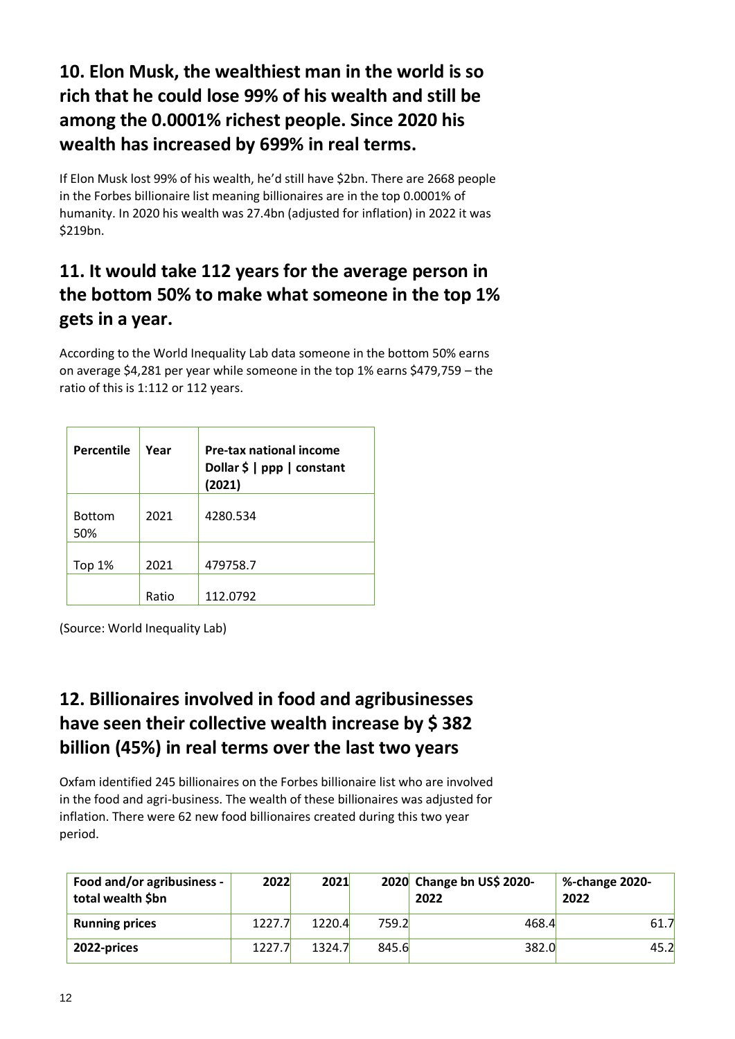## 10. Elon Musk, the wealthiest man in the world is so rich that he could lose 99% of his wealth and still be among the 0.0001% richest people. Since 2020 his wealth has increased by 699% in real terms.

If Elon Musk lost 99% of his wealth, he'd still have $2bn. There are 2668 people in the Forbes billionaire list meaning billionaires are in the top 0.0001% of humanity. In 2020 his wealth was 27.4bn (adjusted for inflation) in 2022 it was $219bn.

## 11. It would take 112 years for the average person in the bottom 50% to make what someone in the top 1% gets in a year.

According to the World Inequality Lab data someone in the bottom 50% earns on average $4,281 per year while someone in the top 1% earns $479,759 – the ratio of this is 1:112 or 112 years.

| Percentile | Year | Pre-tax national income Dollar $ \| ppp \| constant (2021) |
|---|---|---|
| Bottom 50% | 2021 | 4280.534 |
| Top 1% | 2021 | 479758.7 |
| | Ratio | 112.0792 |

(Source: World Inequality Lab)

## 12. Billionaires involved in food and agribusinesses have seen their collective wealth increase by $ 382 billion (45%) in real terms over the last two years

Oxfam identified 245 billionaires on the Forbes billionaire list who are involved in the food and agri-business. The wealth of these billionaires was adjusted for inflation. There were 62 new food billionaires created during this two year period.

| Food and/or agribusiness - total wealth $bn | 2022 | 2021 | 2020 | Change bn US$ 2020-2022 | %-change 2020-2022 |
|---|---|---|---|---|---|
| **Running prices** | 1227.7 | 1220.4 | 759.2 | 468.4 | 61.7 |
| **2022-prices** | 1227.7 | 1324.7 | 845.6 | 382.0 | 45.2 |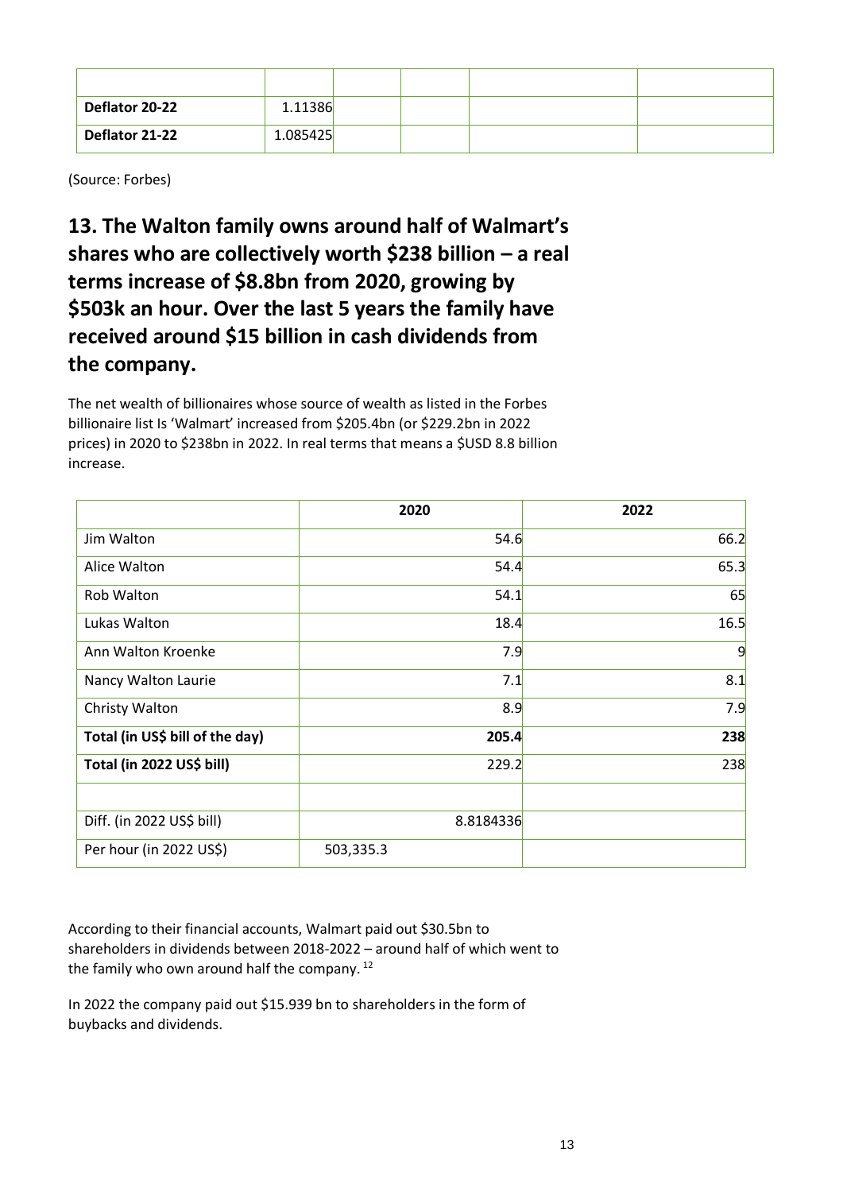| | | | | | |
|---|---|---|---|---|---|
| | | | | | |
| **Deflator 20-22** | 1.11386 | | | | |
| **Deflator 21-22** | 1.085425 | | | | |

(Source: Forbes)

## 13. The Walton family owns around half of Walmart's shares who are collectively worth $238 billion – a real terms increase of $8.8bn from 2020, growing by $503k an hour. Over the last 5 years the family have received around $15 billion in cash dividends from the company.

The net wealth of billionaires whose source of wealth as listed in the Forbes billionaire list Is 'Walmart' increased from $205.4bn (or $229.2bn in 2022 prices) in 2020 to $238bn in 2022. In real terms that means a $USD 8.8 billion increase.

| | 2020 | 2022 |
|---|---|---|
| Jim Walton | 54.6 | 66.2 |
| Alice Walton | 54.4 | 65.3 |
| Rob Walton | 54.1 | 65 |
| Lukas Walton | 18.4 | 16.5 |
| Ann Walton Kroenke | 7.9 | 9 |
| Nancy Walton Laurie | 7.1 | 8.1 |
| Christy Walton | 8.9 | 7.9 |
| **Total (in US$ bill of the day)** | **205.4** | **238** |
| **Total (in 2022 US$ bill)** | 229.2 | 238 |
| | | |
| Diff. (in 2022 US$ bill) | 8.8184336 | |
| Per hour (in 2022 US$) | 503,335.3 | |

According to their financial accounts, Walmart paid out $30.5bn to shareholders in dividends between 2018-2022 – around half of which went to the family who own around half the company. [12]

In 2022 the company paid out $15.939 bn to shareholders in the form of buybacks and dividends.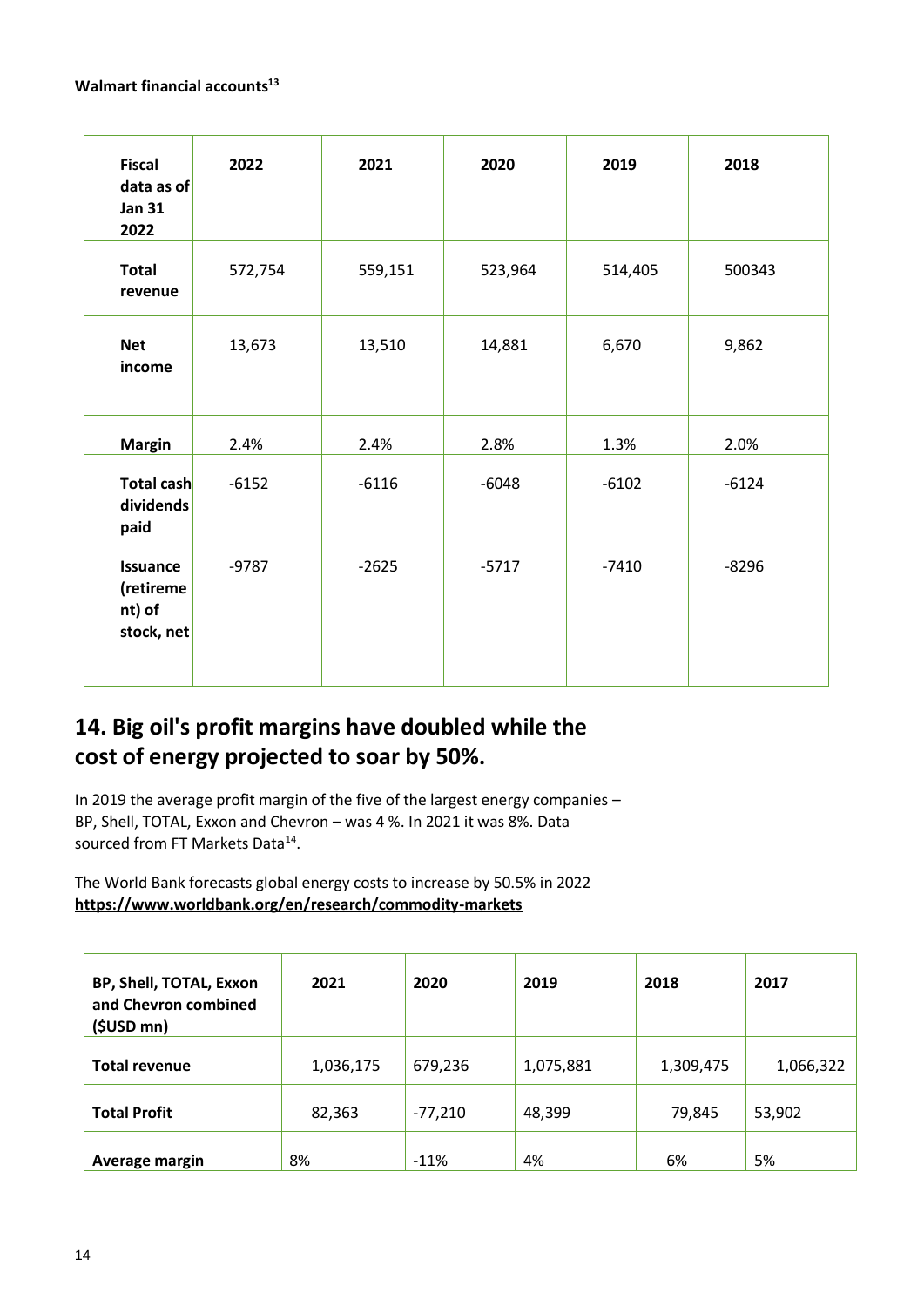**Walmart financial accounts[13]**

| Fiscal data as of Jan 31 2022 | 2022 | 2021 | 2020 | 2019 | 2018 |
|---|---|---|---|---|---|
| Total revenue | 572,754 | 559,151 | 523,964 | 514,405 | 500343 |
| Net income | 13,673 | 13,510 | 14,881 | 6,670 | 9,862 |
| Margin | 2.4% | 2.4% | 2.8% | 1.3% | 2.0% |
| Total cash dividends paid | -6152 | -6116 | -6048 | -6102 | -6124 |
| Issuance (retirement) of stock, net | -9787 | -2625 | -5717 | -7410 | -8296 |

## 14. Big oil's profit margins have doubled while the cost of energy projected to soar by 50%.

In 2019 the average profit margin of the five of the largest energy companies – BP, Shell, TOTAL, Exxon and Chevron – was 4 %. In 2021 it was 8%. Data sourced from FT Markets Data[14].

The World Bank forecasts global energy costs to increase by 50.5% in 2022
**https://www.worldbank.org/en/research/commodity-markets**

| BP, Shell, TOTAL, Exxon and Chevron combined ($USD mn) | 2021 | 2020 | 2019 | 2018 | 2017 |
|---|---|---|---|---|---|
| Total revenue | 1,036,175 | 679,236 | 1,075,881 | 1,309,475 | 1,066,322 |
| Total Profit | 82,363 | -77,210 | 48,399 | 79,845 | 53,902 |
| Average margin | 8% | -11% | 4% | 6% | 5% |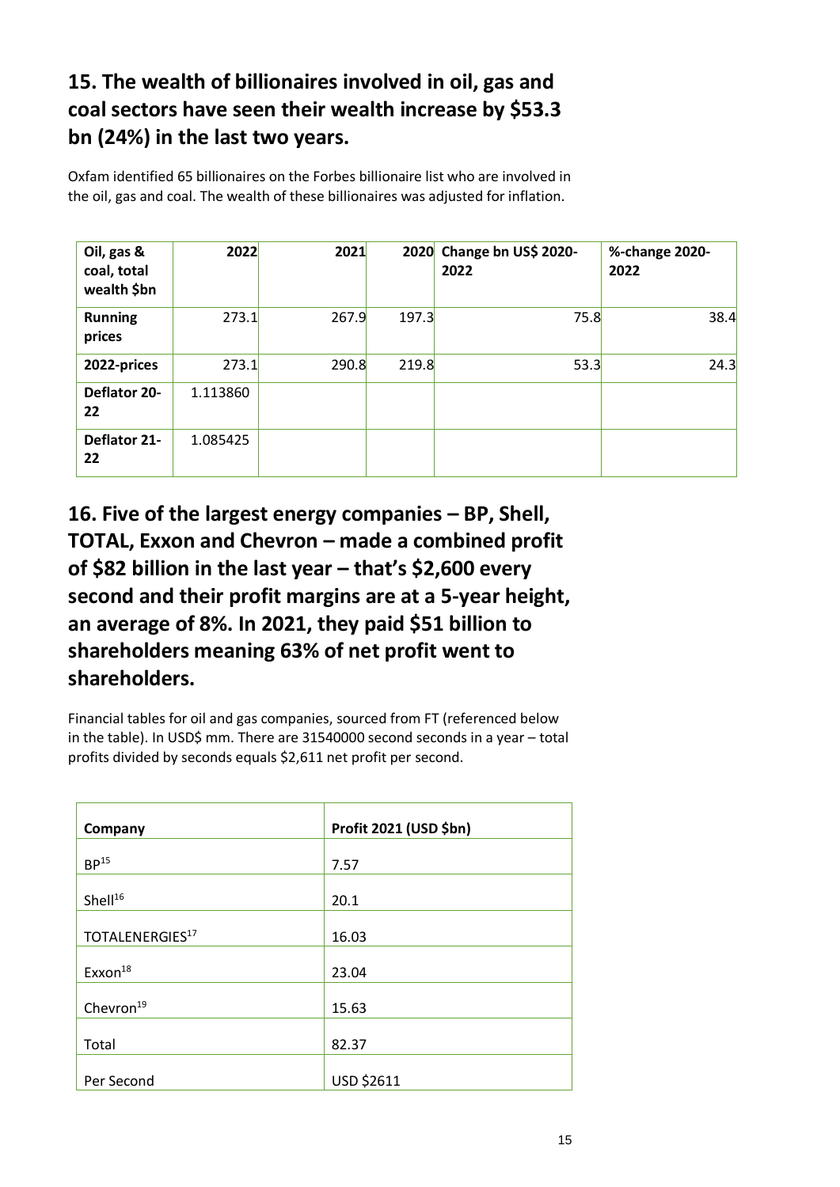## 15. The wealth of billionaires involved in oil, gas and coal sectors have seen their wealth increase by $53.3 bn (24%) in the last two years.

Oxfam identified 65 billionaires on the Forbes billionaire list who are involved in the oil, gas and coal. The wealth of these billionaires was adjusted for inflation.

| Oil, gas & coal, total wealth $bn | 2022 | 2021 | 2020 | Change bn US$ 2020-2022 | %-change 2020-2022 |
|---|---|---|---|---|---|
| Running prices | 273.1 | 267.9 | 197.3 | 75.8 | 38.4 |
| 2022-prices | 273.1 | 290.8 | 219.8 | 53.3 | 24.3 |
| Deflator 20-22 | 1.113860 | | | | |
| Deflator 21-22 | 1.085425 | | | | |

## 16. Five of the largest energy companies – BP, Shell, TOTAL, Exxon and Chevron – made a combined profit of $82 billion in the last year – that's $2,600 every second and their profit margins are at a 5-year height, an average of 8%. In 2021, they paid $51 billion to shareholders meaning 63% of net profit went to shareholders.

Financial tables for oil and gas companies, sourced from FT (referenced below in the table). In USD$ mm. There are 31540000 second seconds in a year – total profits divided by seconds equals $2,611 net profit per second.

| Company | Profit 2021 (USD $bn) |
|---|---|
| BP[15] | 7.57 |
| Shell[16] | 20.1 |
| TOTALENERGIES[17] | 16.03 |
| Exxon[18] | 23.04 |
| Chevron[19] | 15.63 |
| Total | 82.37 |
| Per Second | USD $2611 |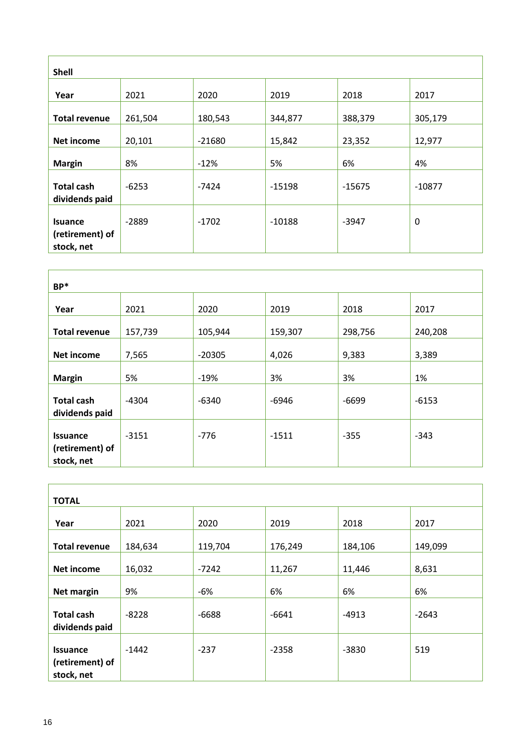| **Shell** | | | | | |
|---|---|---|---|---|---|
| **Year** | 2021 | 2020 | 2019 | 2018 | 2017 |
| **Total revenue** | 261,504 | 180,543 | 344,877 | 388,379 | 305,179 |
| **Net income** | 20,101 | -21680 | 15,842 | 23,352 | 12,977 |
| **Margin** | 8% | -12% | 5% | 6% | 4% |
| **Total cash dividends paid** | -6253 | -7424 | -15198 | -15675 | -10877 |
| **Isuance (retirement) of stock, net** | -2889 | -1702 | -10188 | -3947 | 0 |

| **BP*** | | | | | |
|---|---|---|---|---|---|
| **Year** | 2021 | 2020 | 2019 | 2018 | 2017 |
| **Total revenue** | 157,739 | 105,944 | 159,307 | 298,756 | 240,208 |
| **Net income** | 7,565 | -20305 | 4,026 | 9,383 | 3,389 |
| **Margin** | 5% | -19% | 3% | 3% | 1% |
| **Total cash dividends paid** | -4304 | -6340 | -6946 | -6699 | -6153 |
| **Issuance (retirement) of stock, net** | -3151 | -776 | -1511 | -355 | -343 |

| **TOTAL** | | | | | |
|---|---|---|---|---|---|
| **Year** | 2021 | 2020 | 2019 | 2018 | 2017 |
| **Total revenue** | 184,634 | 119,704 | 176,249 | 184,106 | 149,099 |
| **Net income** | 16,032 | -7242 | 11,267 | 11,446 | 8,631 |
| **Net margin** | 9% | -6% | 6% | 6% | 6% |
| **Total cash dividends paid** | -8228 | -6688 | -6641 | -4913 | -2643 |
| **Issuance (retirement) of stock, net** | -1442 | -237 | -2358 | -3830 | 519 |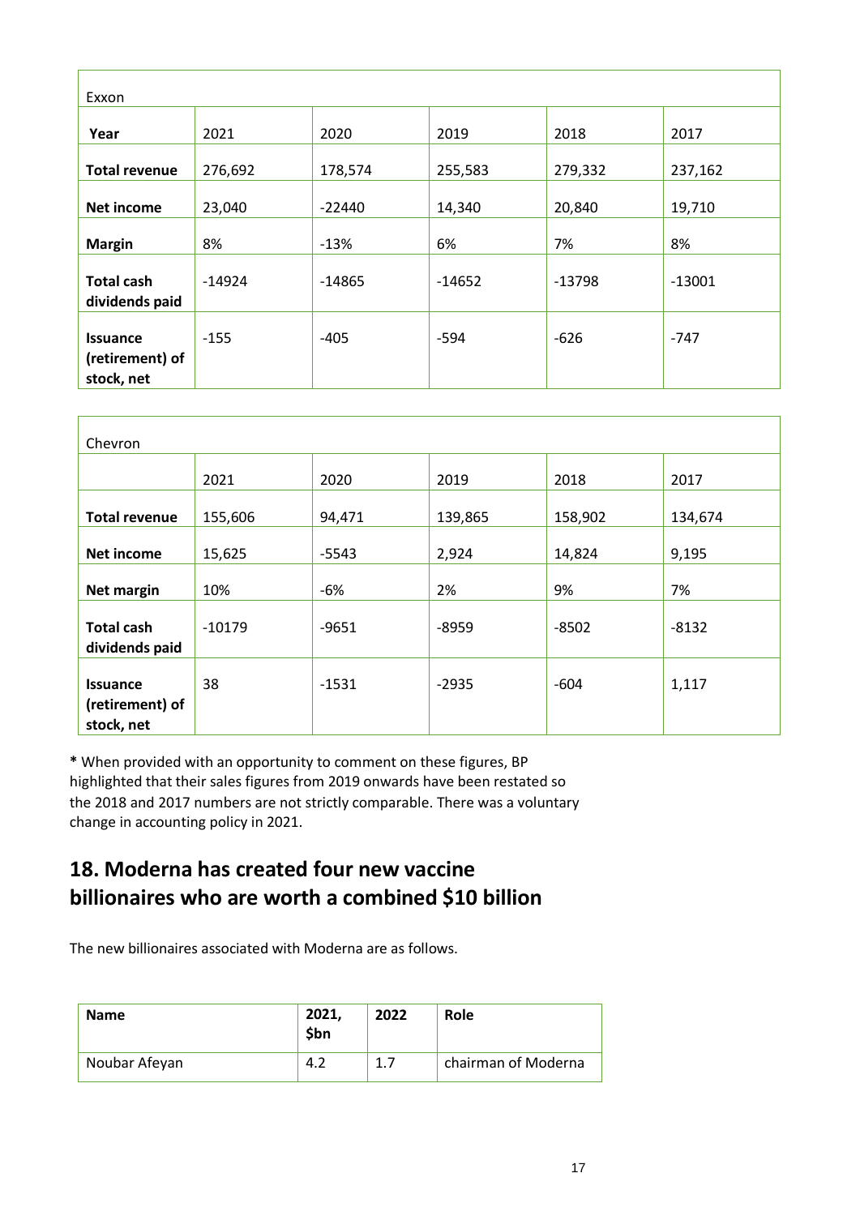| Exxon | | | | | |
|---|---|---|---|---|---|
| **Year** | 2021 | 2020 | 2019 | 2018 | 2017 |
| **Total revenue** | 276,692 | 178,574 | 255,583 | 279,332 | 237,162 |
| **Net income** | 23,040 | -22440 | 14,340 | 20,840 | 19,710 |
| **Margin** | 8% | -13% | 6% | 7% | 8% |
| **Total cash dividends paid** | -14924 | -14865 | -14652 | -13798 | -13001 |
| **Issuance (retirement) of stock, net** | -155 | -405 | -594 | -626 | -747 |

| Chevron | | | | | |
|---|---|---|---|---|---|
| | 2021 | 2020 | 2019 | 2018 | 2017 |
| **Total revenue** | 155,606 | 94,471 | 139,865 | 158,902 | 134,674 |
| **Net income** | 15,625 | -5543 | 2,924 | 14,824 | 9,195 |
| **Net margin** | 10% | -6% | 2% | 9% | 7% |
| **Total cash dividends paid** | -10179 | -9651 | -8959 | -8502 | -8132 |
| **Issuance (retirement) of stock, net** | 38 | -1531 | -2935 | -604 | 1,117 |

**\*** When provided with an opportunity to comment on these figures, BP highlighted that their sales figures from 2019 onwards have been restated so the 2018 and 2017 numbers are not strictly comparable. There was a voluntary change in accounting policy in 2021.

## 18. Moderna has created four new vaccine billionaires who are worth a combined $10 billion

The new billionaires associated with Moderna are as follows.

| Name | 2021, $bn | 2022 | Role |
|---|---|---|---|
| Noubar Afeyan | 4.2 | 1.7 | chairman of Moderna |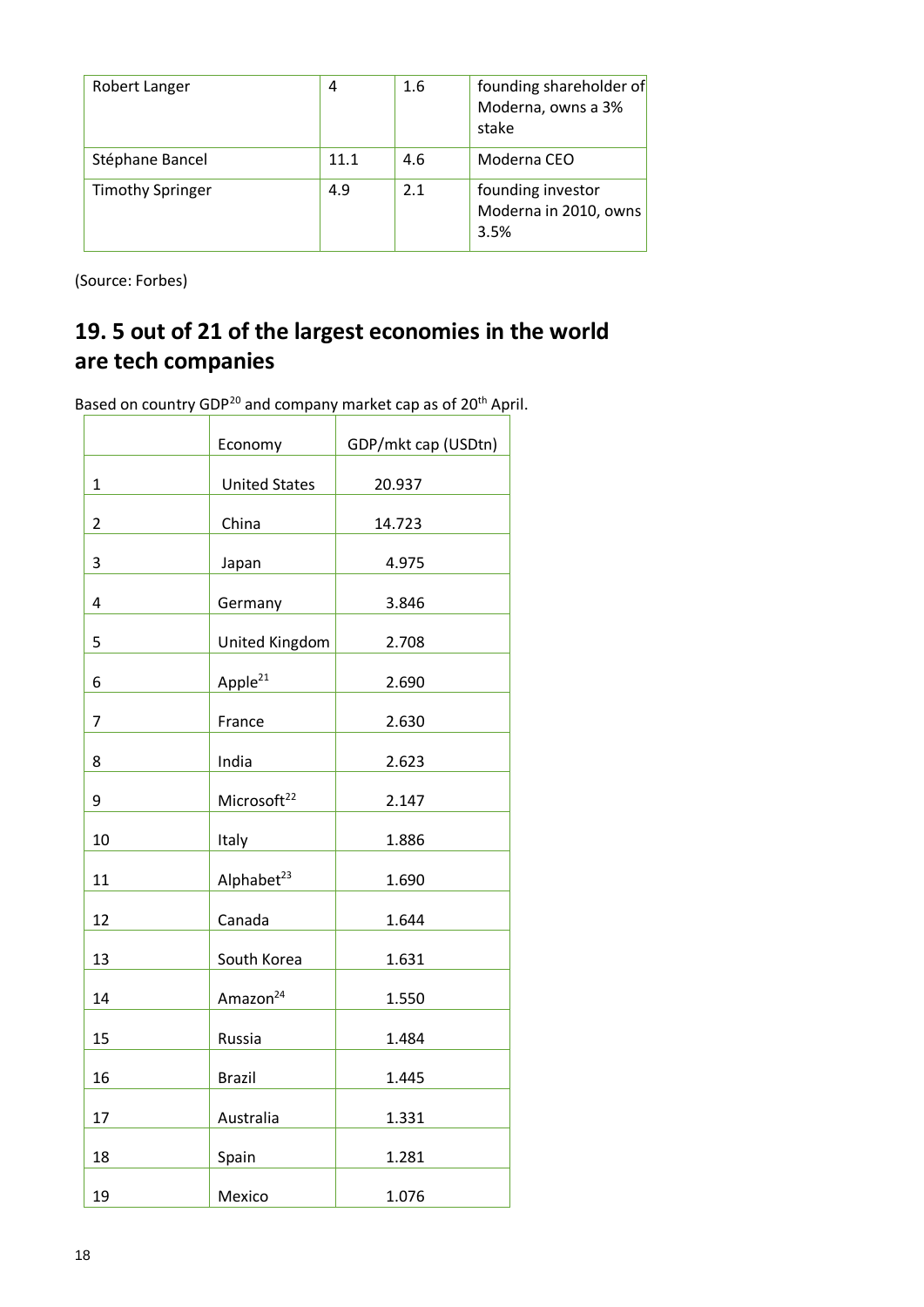| Robert Langer | 4 | 1.6 | founding shareholder of Moderna, owns a 3% stake |
| --- | --- | --- | --- |
| Stéphane Bancel | 11.1 | 4.6 | Moderna CEO |
| Timothy Springer | 4.9 | 2.1 | founding investor Moderna in 2010, owns 3.5% |

(Source: Forbes)

## 19. 5 out of 21 of the largest economies in the world are tech companies

Based on country GDP[20] and company market cap as of 20th April.

| | Economy | GDP/mkt cap (USDtn) |
| --- | --- | --- |
| 1 | United States | 20.937 |
| 2 | China | 14.723 |
| 3 | Japan | 4.975 |
| 4 | Germany | 3.846 |
| 5 | United Kingdom | 2.708 |
| 6 | Apple[21] | 2.690 |
| 7 | France | 2.630 |
| 8 | India | 2.623 |
| 9 | Microsoft[22] | 2.147 |
| 10 | Italy | 1.886 |
| 11 | Alphabet[23] | 1.690 |
| 12 | Canada | 1.644 |
| 13 | South Korea | 1.631 |
| 14 | Amazon[24] | 1.550 |
| 15 | Russia | 1.484 |
| 16 | Brazil | 1.445 |
| 17 | Australia | 1.331 |
| 18 | Spain | 1.281 |
| 19 | Mexico | 1.076 |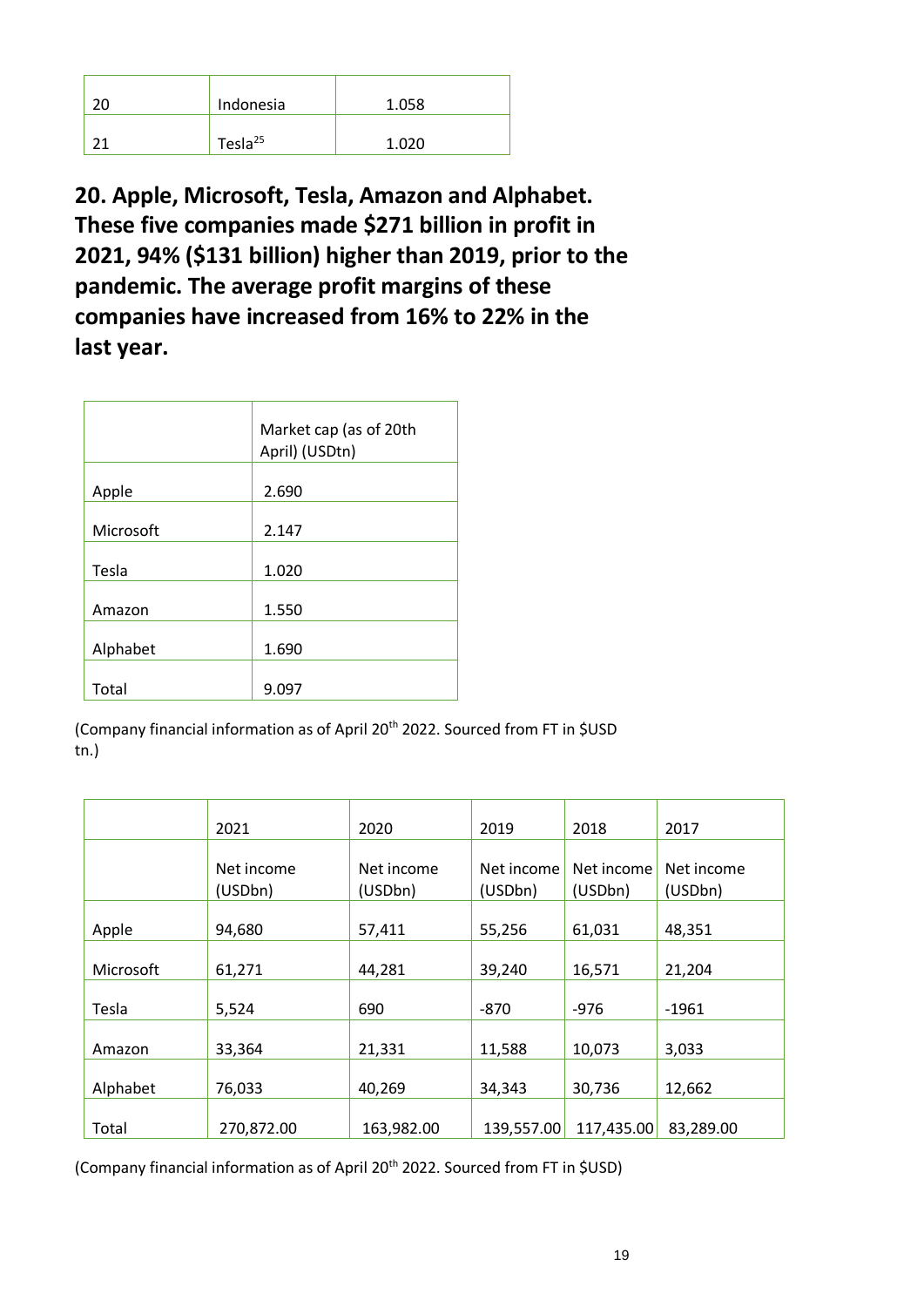| 20 | Indonesia | 1.058 |
|---|---|---|
| 21 | Tesla[25] | 1.020 |

## 20. Apple, Microsoft, Tesla, Amazon and Alphabet. These five companies made $271 billion in profit in 2021, 94% ($131 billion) higher than 2019, prior to the pandemic. The average profit margins of these companies have increased from 16% to 22% in the last year.

| | Market cap (as of 20th April) (USDtn) |
|---|---|
| Apple | 2.690 |
| Microsoft | 2.147 |
| Tesla | 1.020 |
| Amazon | 1.550 |
| Alphabet | 1.690 |
| Total | 9.097 |

(Company financial information as of April 20th 2022. Sourced from FT in $USD tn.)

| | 2021 | 2020 | 2019 | 2018 | 2017 |
|---|---|---|---|---|---|
| | Net income (USDbn) | Net income (USDbn) | Net income (USDbn) | Net income (USDbn) | Net income (USDbn) |
| Apple | 94,680 | 57,411 | 55,256 | 61,031 | 48,351 |
| Microsoft | 61,271 | 44,281 | 39,240 | 16,571 | 21,204 |
| Tesla | 5,524 | 690 | -870 | -976 | -1961 |
| Amazon | 33,364 | 21,331 | 11,588 | 10,073 | 3,033 |
| Alphabet | 76,033 | 40,269 | 34,343 | 30,736 | 12,662 |
| Total | 270,872.00 | 163,982.00 | 139,557.00 | 117,435.00 | 83,289.00 |

(Company financial information as of April 20th 2022. Sourced from FT in $USD)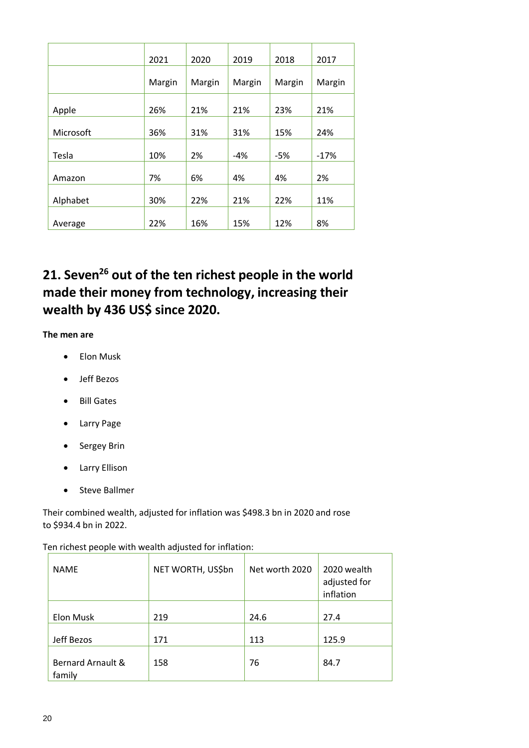| | 2021 | 2020 | 2019 | 2018 | 2017 |
|---|---|---|---|---|---|
| | Margin | Margin | Margin | Margin | Margin |
| Apple | 26% | 21% | 21% | 23% | 21% |
| Microsoft | 36% | 31% | 31% | 15% | 24% |
| Tesla | 10% | 2% | -4% | -5% | -17% |
| Amazon | 7% | 6% | 4% | 4% | 2% |
| Alphabet | 30% | 22% | 21% | 22% | 11% |
| Average | 22% | 16% | 15% | 12% | 8% |

## 21. Seven[26] out of the ten richest people in the world made their money from technology, increasing their wealth by 436 US$ since 2020.

**The men are**

- Elon Musk
- Jeff Bezos
- Bill Gates
- Larry Page
- Sergey Brin
- Larry Ellison
- Steve Ballmer

Their combined wealth, adjusted for inflation was $498.3 bn in 2020 and rose to $934.4 bn in 2022.

Ten richest people with wealth adjusted for inflation:

| NAME | NET WORTH, US$bn | Net worth 2020 | 2020 wealth adjusted for inflation |
|---|---|---|---|
| Elon Musk | 219 | 24.6 | 27.4 |
| Jeff Bezos | 171 | 113 | 125.9 |
| Bernard Arnault & family | 158 | 76 | 84.7 |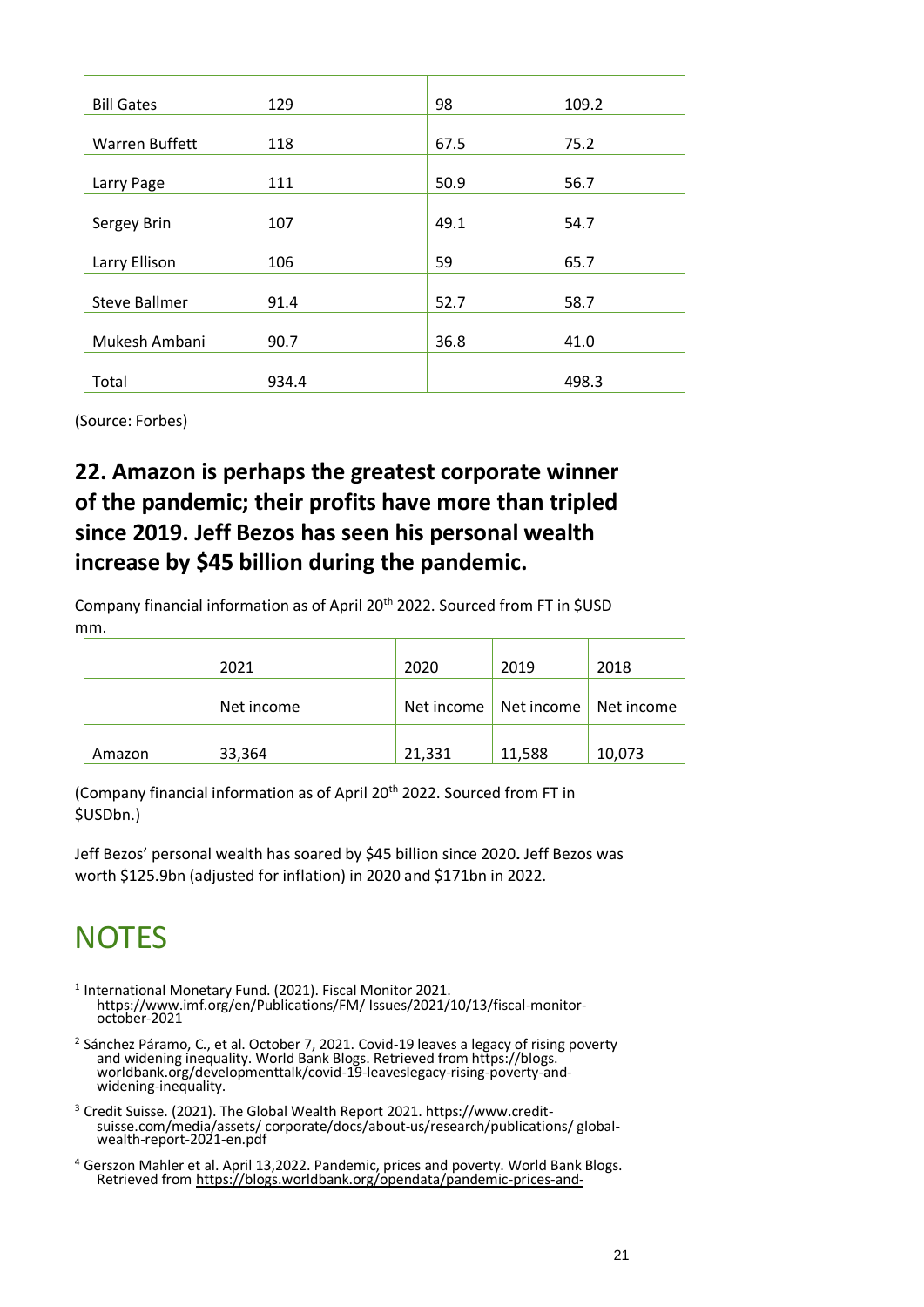| | | | |
|---|---|---|---|
| Bill Gates | 129 | 98 | 109.2 |
| Warren Buffett | 118 | 67.5 | 75.2 |
| Larry Page | 111 | 50.9 | 56.7 |
| Sergey Brin | 107 | 49.1 | 54.7 |
| Larry Ellison | 106 | 59 | 65.7 |
| Steve Ballmer | 91.4 | 52.7 | 58.7 |
| Mukesh Ambani | 90.7 | 36.8 | 41.0 |
| Total | 934.4 | | 498.3 |

(Source: Forbes)

## 22. Amazon is perhaps the greatest corporate winner of the pandemic; their profits have more than tripled since 2019. Jeff Bezos has seen his personal wealth increase by $45 billion during the pandemic.

Company financial information as of April 20th 2022. Sourced from FT in $USD mm.

| | 2021 | 2020 | 2019 | 2018 |
|---|---|---|---|---|
| | Net income | Net income | Net income | Net income |
| Amazon | 33,364 | 21,331 | 11,588 | 10,073 |

(Company financial information as of April 20th 2022. Sourced from FT in $USDbn.)

Jeff Bezos' personal wealth has soared by $45 billion since 2020**.** Jeff Bezos was worth $125.9bn (adjusted for inflation) in 2020 and $171bn in 2022.

# NOTES

[1] International Monetary Fund. (2021). Fiscal Monitor 2021. https://www.imf.org/en/Publications/FM/ Issues/2021/10/13/fiscal-monitor-october-2021

[2] Sánchez Páramo, C., et al. October 7, 2021. Covid-19 leaves a legacy of rising poverty and widening inequality. World Bank Blogs. Retrieved from https://blogs. worldbank.org/developmenttalk/covid-19-leaveslegacy-rising-poverty-and-widening-inequality.

[3] Credit Suisse. (2021). The Global Wealth Report 2021. https://www.credit-suisse.com/media/assets/ corporate/docs/about-us/research/publications/ global-wealth-report-2021-en.pdf

[4] Gerszon Mahler et al. April 13,2022. Pandemic, prices and poverty. World Bank Blogs. Retrieved from https://blogs.worldbank.org/opendata/pandemic-prices-and-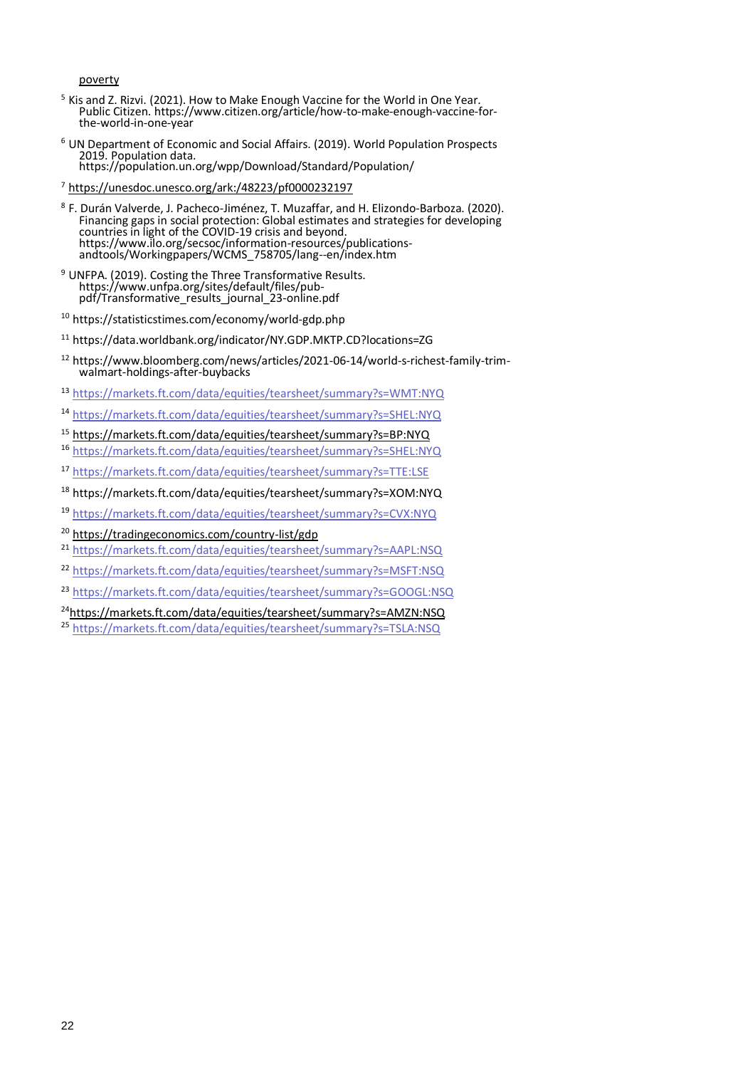poverty

[5] Kis and Z. Rizvi. (2021). How to Make Enough Vaccine for the World in One Year. Public Citizen. https://www.citizen.org/article/how-to-make-enough-vaccine-for-the-world-in-one-year

[6] UN Department of Economic and Social Affairs. (2019). World Population Prospects 2019. Population data. https://population.un.org/wpp/Download/Standard/Population/

[7] https://unesdoc.unesco.org/ark:/48223/pf0000232197

[8] F. Durán Valverde, J. Pacheco-Jiménez, T. Muzaffar, and H. Elizondo-Barboza. (2020). Financing gaps in social protection: Global estimates and strategies for developing countries in light of the COVID-19 crisis and beyond. https://www.ilo.org/secsoc/information-resources/publications-andtools/Workingpapers/WCMS_758705/lang--en/index.htm

[9] UNFPA. (2019). Costing the Three Transformative Results. https://www.unfpa.org/sites/default/files/pub-pdf/Transformative_results_journal_23-online.pdf

[10] https://statisticstimes.com/economy/world-gdp.php

[11] https://data.worldbank.org/indicator/NY.GDP.MKTP.CD?locations=ZG

[12] https://www.bloomberg.com/news/articles/2021-06-14/world-s-richest-family-trim-walmart-holdings-after-buybacks

[13] https://markets.ft.com/data/equities/tearsheet/summary?s=WMT:NYQ

[14] https://markets.ft.com/data/equities/tearsheet/summary?s=SHEL:NYQ

[15] https://markets.ft.com/data/equities/tearsheet/summary?s=BP:NYQ

[16] https://markets.ft.com/data/equities/tearsheet/summary?s=SHEL:NYQ

[17] https://markets.ft.com/data/equities/tearsheet/summary?s=TTE:LSE

[18] https://markets.ft.com/data/equities/tearsheet/summary?s=XOM:NYQ

[19] https://markets.ft.com/data/equities/tearsheet/summary?s=CVX:NYQ

[20] https://tradingeconomics.com/country-list/gdp

[21] https://markets.ft.com/data/equities/tearsheet/summary?s=AAPL:NSQ

[22] https://markets.ft.com/data/equities/tearsheet/summary?s=MSFT:NSQ

[23] https://markets.ft.com/data/equities/tearsheet/summary?s=GOOGL:NSQ

[24] https://markets.ft.com/data/equities/tearsheet/summary?s=AMZN:NSQ

[25] https://markets.ft.com/data/equities/tearsheet/summary?s=TSLA:NSQ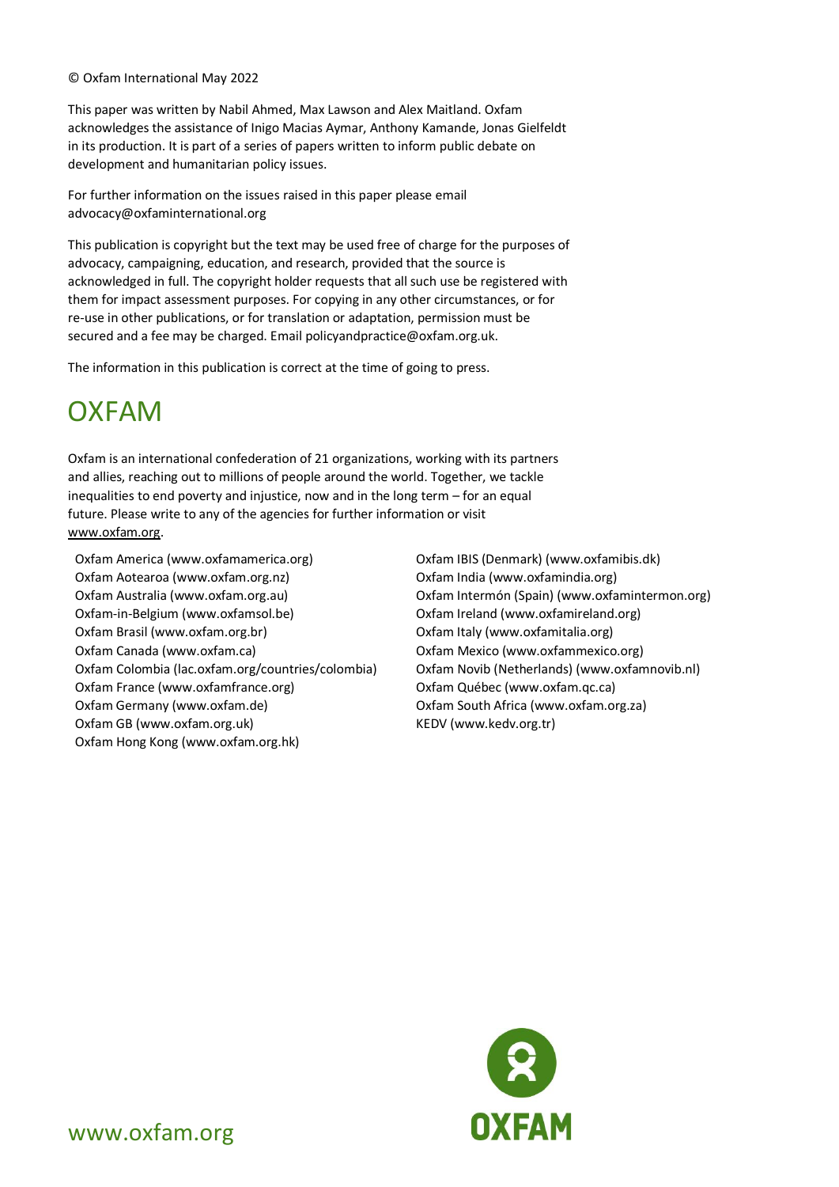© Oxfam International May 2022

This paper was written by Nabil Ahmed, Max Lawson and Alex Maitland. Oxfam acknowledges the assistance of Inigo Macias Aymar, Anthony Kamande, Jonas Gielfeldt in its production. It is part of a series of papers written to inform public debate on development and humanitarian policy issues.

For further information on the issues raised in this paper please email advocacy@oxfaminternational.org

This publication is copyright but the text may be used free of charge for the purposes of advocacy, campaigning, education, and research, provided that the source is acknowledged in full. The copyright holder requests that all such use be registered with them for impact assessment purposes. For copying in any other circumstances, or for re-use in other publications, or for translation or adaptation, permission must be secured and a fee may be charged. Email policyandpractice@oxfam.org.uk.

The information in this publication is correct at the time of going to press.

# OXFAM

Oxfam is an international confederation of 21 organizations, working with its partners and allies, reaching out to millions of people around the world. Together, we tackle inequalities to end poverty and injustice, now and in the long term – for an equal future. Please write to any of the agencies for further information or visit www.oxfam.org.

Oxfam America (www.oxfamamerica.org)
Oxfam Aotearoa (www.oxfam.org.nz)
Oxfam Australia (www.oxfam.org.au)
Oxfam-in-Belgium (www.oxfamsol.be)
Oxfam Brasil (www.oxfam.org.br)
Oxfam Canada (www.oxfam.ca)
Oxfam Colombia (lac.oxfam.org/countries/colombia)
Oxfam France (www.oxfamfrance.org)
Oxfam Germany (www.oxfam.de)
Oxfam GB (www.oxfam.org.uk)
Oxfam Hong Kong (www.oxfam.org.hk)
Oxfam IBIS (Denmark) (www.oxfamibis.dk)
Oxfam India (www.oxfamindia.org)
Oxfam Intermón (Spain) (www.oxfamintermon.org)
Oxfam Ireland (www.oxfamireland.org)
Oxfam Italy (www.oxfamitalia.org)
Oxfam Mexico (www.oxfammexico.org)
Oxfam Novib (Netherlands) (www.oxfamnovib.nl)
Oxfam Québec (www.oxfam.qc.ca)
Oxfam South Africa (www.oxfam.org.za)
KEDV (www.kedv.org.tr)

www.oxfam.org

OXFAM